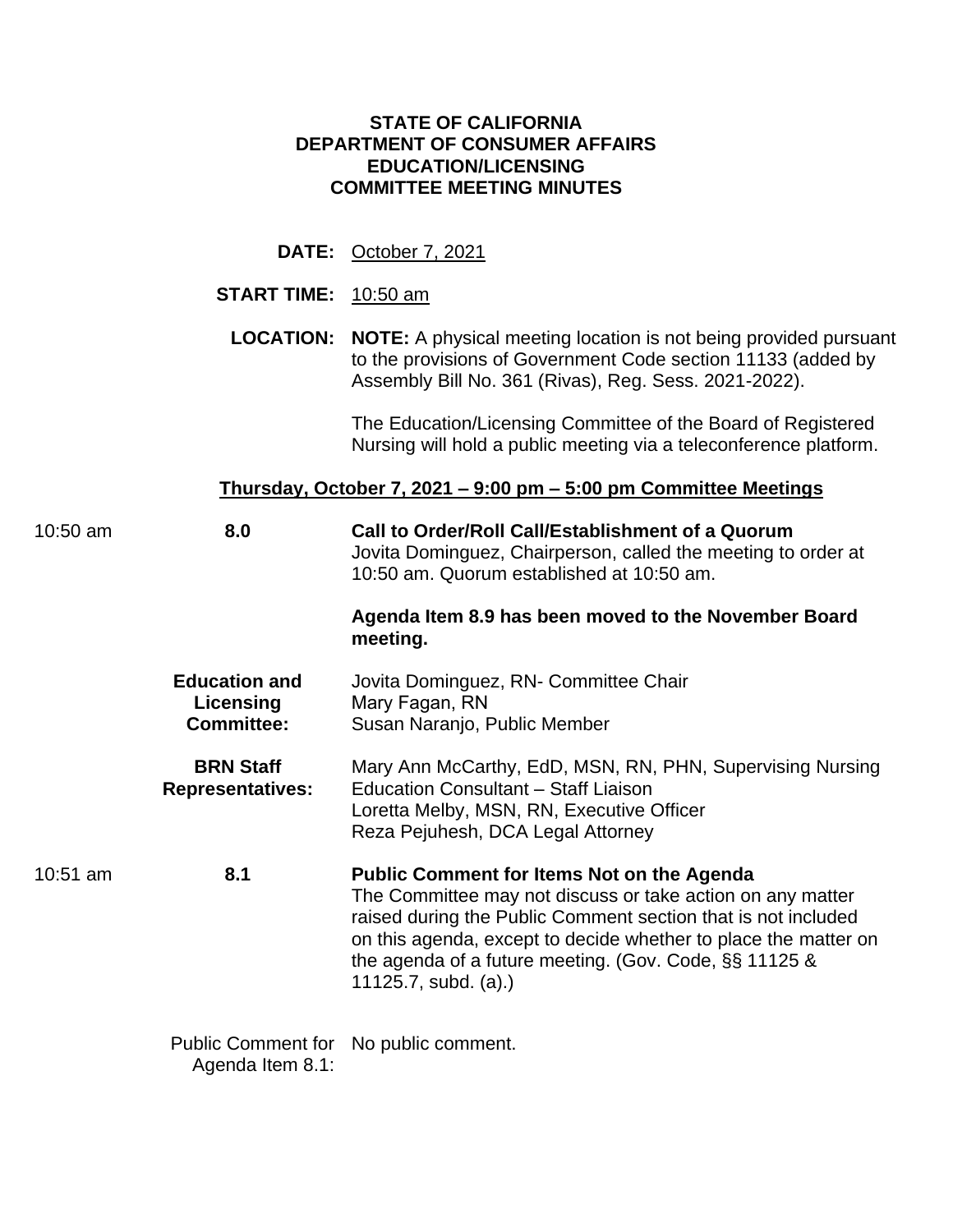**STATE OF CALIFORNIA**
**DEPARTMENT OF CONSUMER AFFAIRS**
**EDUCATION/LICENSING**
**COMMITTEE MEETING MINUTES**

**DATE:** October 7, 2021

**START TIME:** 10:50 am

**LOCATION:** **NOTE:** A physical meeting location is not being provided pursuant to the provisions of Government Code section 11133 (added by Assembly Bill No. 361 (Rivas), Reg. Sess. 2021-2022).

The Education/Licensing Committee of the Board of Registered Nursing will hold a public meeting via a teleconference platform.

**Thursday, October 7, 2021 – 9:00 pm – 5:00 pm Committee Meetings**

10:50 am **8.0** **Call to Order/Roll Call/Establishment of a Quorum**

Jovita Dominguez, Chairperson, called the meeting to order at 10:50 am. Quorum established at 10:50 am.

**Agenda Item 8.9 has been moved to the November Board meeting.**

**Education and Licensing Committee:**

Jovita Dominguez, RN- Committee Chair
Mary Fagan, RN
Susan Naranjo, Public Member

**BRN Staff Representatives:**

Mary Ann McCarthy, EdD, MSN, RN, PHN, Supervising Nursing Education Consultant – Staff Liaison
Loretta Melby, MSN, RN, Executive Officer
Reza Pejuhesh, DCA Legal Attorney

10:51 am **8.1** **Public Comment for Items Not on the Agenda**

The Committee may not discuss or take action on any matter raised during the Public Comment section that is not included on this agenda, except to decide whether to place the matter on the agenda of a future meeting. (Gov. Code, §§ 11125 & 11125.7, subd. (a).)

Public Comment for Agenda Item 8.1: No public comment.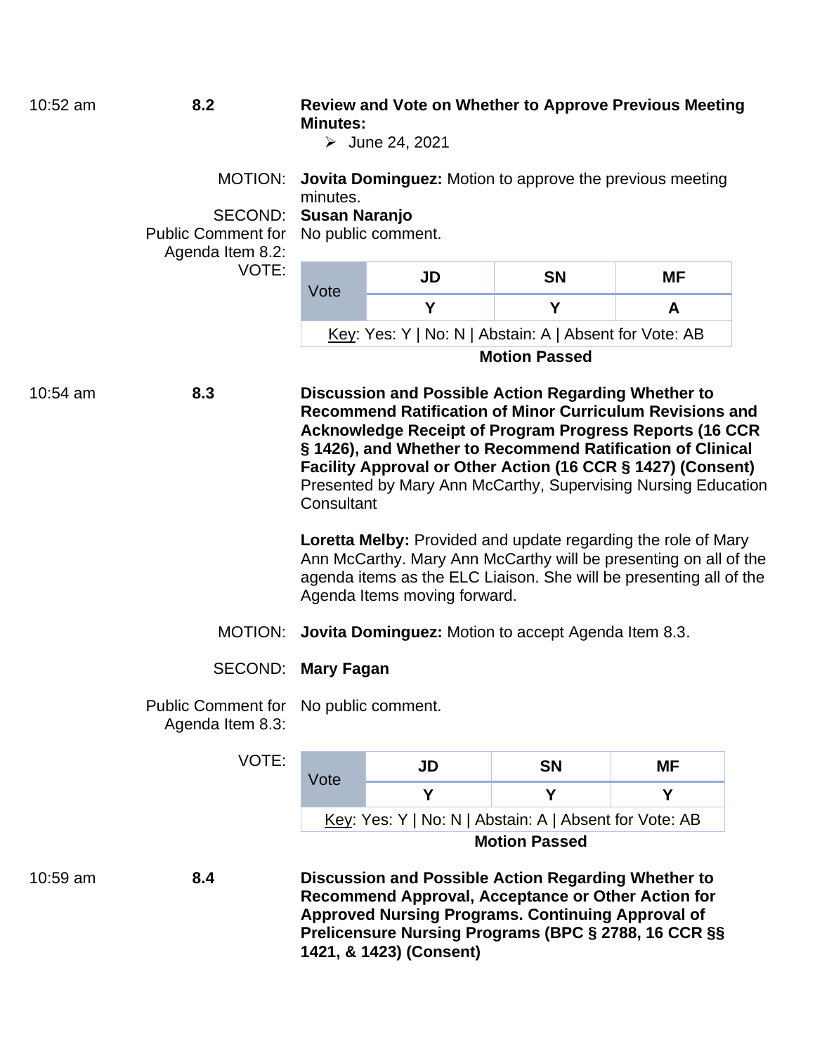10:52 am **8.2** **Review and Vote on Whether to Approve Previous Meeting Minutes:**

- June 24, 2021

MOTION: **Jovita Dominguez:** Motion to approve the previous meeting minutes.

SECOND: **Susan Naranjo**

Public Comment for Agenda Item 8.2: No public comment.

VOTE:

| Vote | JD | SN | MF |
|---|---|---|---|
| | Y | Y | A |

Key: Yes: Y | No: N | Abstain: A | Absent for Vote: AB

**Motion Passed**

10:54 am **8.3** **Discussion and Possible Action Regarding Whether to Recommend Ratification of Minor Curriculum Revisions and Acknowledge Receipt of Program Progress Reports (16 CCR § 1426), and Whether to Recommend Ratification of Clinical Facility Approval or Other Action (16 CCR § 1427) (Consent)**
Presented by Mary Ann McCarthy, Supervising Nursing Education Consultant

**Loretta Melby:** Provided and update regarding the role of Mary Ann McCarthy. Mary Ann McCarthy will be presenting on all of the agenda items as the ELC Liaison. She will be presenting all of the Agenda Items moving forward.

MOTION: **Jovita Dominguez:** Motion to accept Agenda Item 8.3.

SECOND: **Mary Fagan**

Public Comment for Agenda Item 8.3: No public comment.

VOTE:

| Vote | JD | SN | MF |
|---|---|---|---|
| | Y | Y | Y |

Key: Yes: Y | No: N | Abstain: A | Absent for Vote: AB

**Motion Passed**

10:59 am **8.4** **Discussion and Possible Action Regarding Whether to Recommend Approval, Acceptance or Other Action for Approved Nursing Programs. Continuing Approval of Prelicensure Nursing Programs (BPC § 2788, 16 CCR §§ 1421, & 1423) (Consent)**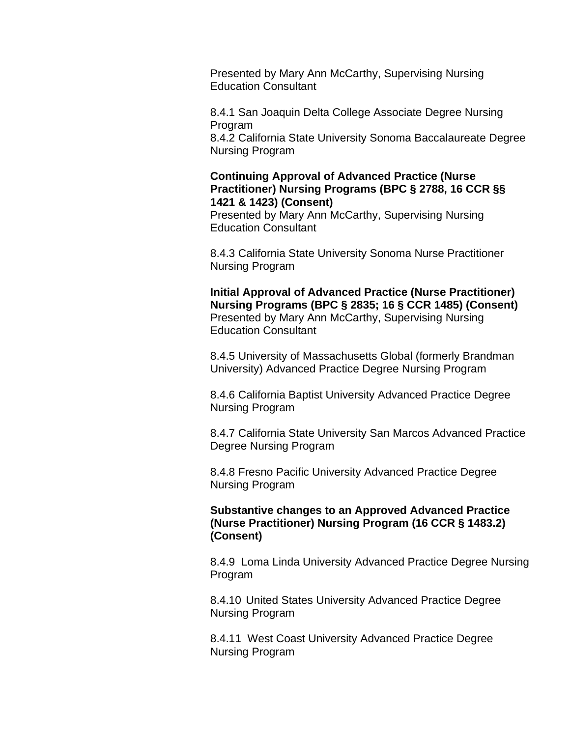Presented by Mary Ann McCarthy, Supervising Nursing Education Consultant

8.4.1 San Joaquin Delta College Associate Degree Nursing Program
8.4.2 California State University Sonoma Baccalaureate Degree Nursing Program

**Continuing Approval of Advanced Practice (Nurse Practitioner) Nursing Programs (BPC § 2788, 16 CCR §§ 1421 & 1423) (Consent)**
Presented by Mary Ann McCarthy, Supervising Nursing Education Consultant

8.4.3 California State University Sonoma Nurse Practitioner Nursing Program

**Initial Approval of Advanced Practice (Nurse Practitioner) Nursing Programs (BPC § 2835; 16 § CCR 1485) (Consent)**
Presented by Mary Ann McCarthy, Supervising Nursing Education Consultant

8.4.5 University of Massachusetts Global (formerly Brandman University) Advanced Practice Degree Nursing Program

8.4.6 California Baptist University Advanced Practice Degree Nursing Program

8.4.7 California State University San Marcos Advanced Practice Degree Nursing Program

8.4.8 Fresno Pacific University Advanced Practice Degree Nursing Program

**Substantive changes to an Approved Advanced Practice (Nurse Practitioner) Nursing Program (16 CCR § 1483.2) (Consent)**

8.4.9 Loma Linda University Advanced Practice Degree Nursing Program

8.4.10 United States University Advanced Practice Degree Nursing Program

8.4.11 West Coast University Advanced Practice Degree Nursing Program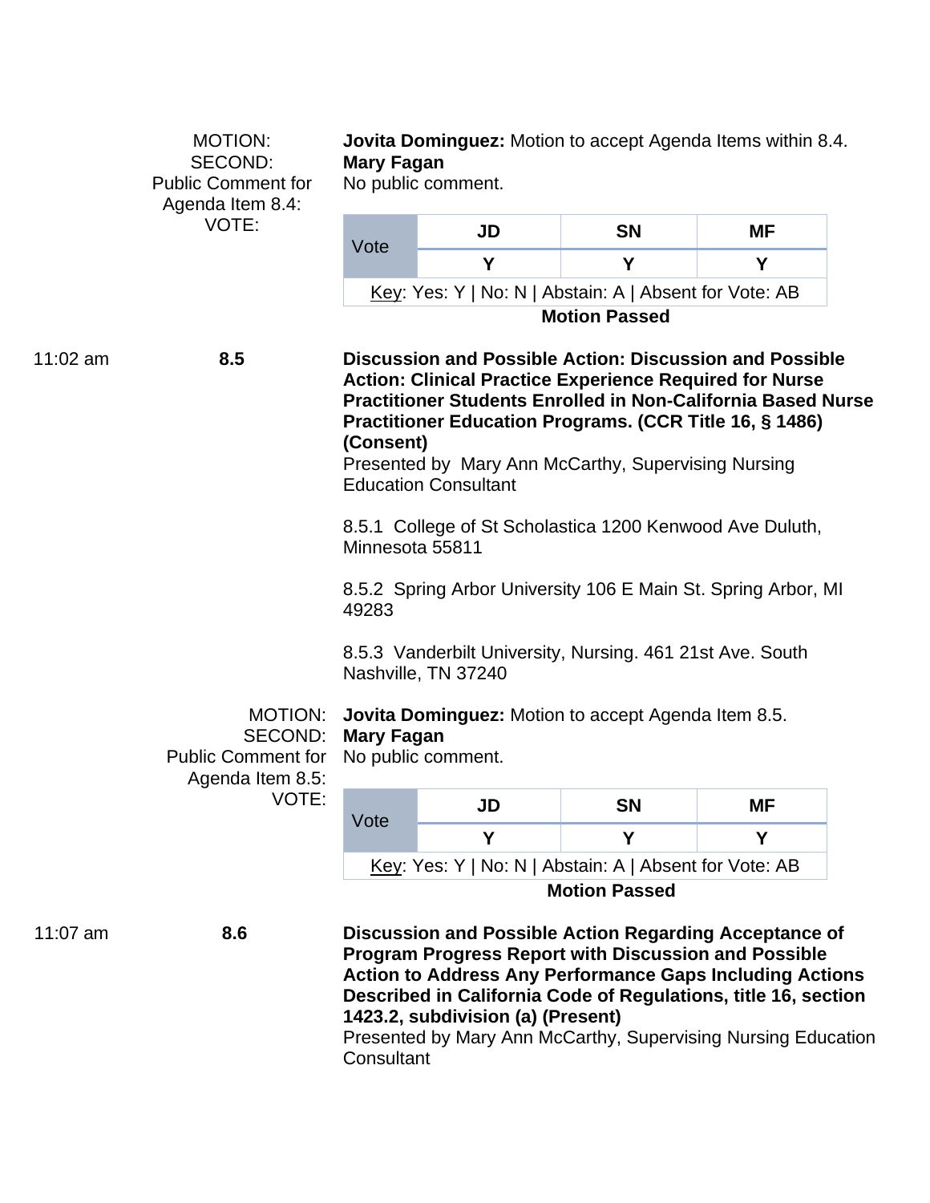MOTION: **Jovita Dominguez:** Motion to accept Agenda Items within 8.4.

SECOND: **Mary Fagan**

Public Comment for Agenda Item 8.4: No public comment.

VOTE:

| Vote | JD | SN | MF |
|---|---|---|---|
| | Y | Y | Y |
| Key: Yes: Y \| No: N \| Abstain: A \| Absent for Vote: AB | | | |

**Motion Passed**

11:02 am **8.5** **Discussion and Possible Action: Discussion and Possible Action: Clinical Practice Experience Required for Nurse Practitioner Students Enrolled in Non-California Based Nurse Practitioner Education Programs. (CCR Title 16, § 1486) (Consent)**

Presented by Mary Ann McCarthy, Supervising Nursing Education Consultant

8.5.1 College of St Scholastica 1200 Kenwood Ave Duluth, Minnesota 55811

8.5.2 Spring Arbor University 106 E Main St. Spring Arbor, MI 49283

8.5.3 Vanderbilt University, Nursing. 461 21st Ave. South Nashville, TN 37240

MOTION: **Jovita Dominguez:** Motion to accept Agenda Item 8.5.

SECOND: **Mary Fagan**

Public Comment for Agenda Item 8.5: No public comment.

VOTE:

| Vote | JD | SN | MF |
|---|---|---|---|
| | Y | Y | Y |
| Key: Yes: Y \| No: N \| Abstain: A \| Absent for Vote: AB | | | |

**Motion Passed**

11:07 am **8.6** **Discussion and Possible Action Regarding Acceptance of Program Progress Report with Discussion and Possible Action to Address Any Performance Gaps Including Actions Described in California Code of Regulations, title 16, section 1423.2, subdivision (a) (Present)**

Presented by Mary Ann McCarthy, Supervising Nursing Education Consultant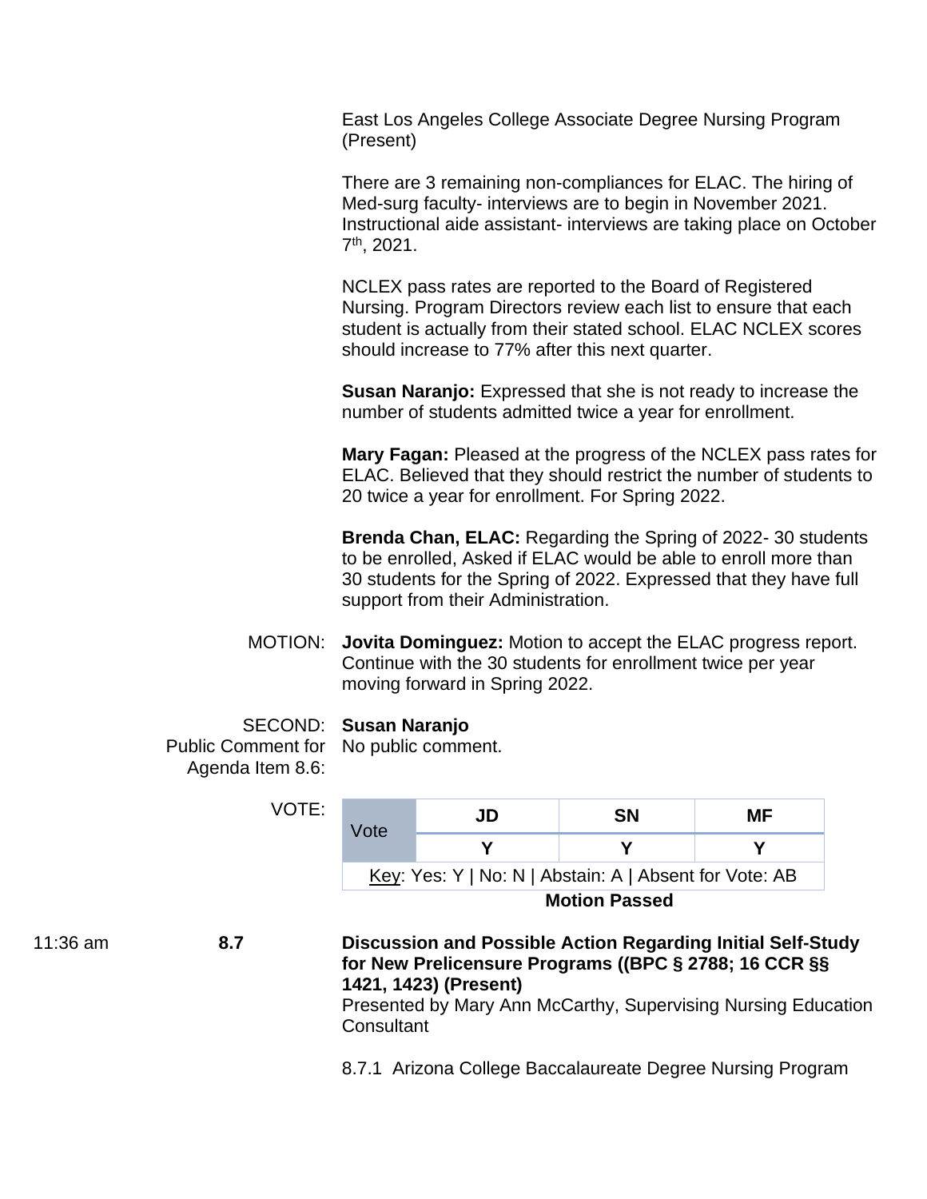East Los Angeles College Associate Degree Nursing Program (Present)

There are 3 remaining non-compliances for ELAC. The hiring of Med-surg faculty- interviews are to begin in November 2021. Instructional aide assistant- interviews are taking place on October 7th, 2021.

NCLEX pass rates are reported to the Board of Registered Nursing. Program Directors review each list to ensure that each student is actually from their stated school. ELAC NCLEX scores should increase to 77% after this next quarter.

**Susan Naranjo:** Expressed that she is not ready to increase the number of students admitted twice a year for enrollment.

**Mary Fagan:** Pleased at the progress of the NCLEX pass rates for ELAC. Believed that they should restrict the number of students to 20 twice a year for enrollment. For Spring 2022.

**Brenda Chan, ELAC:** Regarding the Spring of 2022- 30 students to be enrolled, Asked if ELAC would be able to enroll more than 30 students for the Spring of 2022. Expressed that they have full support from their Administration.

MOTION: **Jovita Dominguez:** Motion to accept the ELAC progress report. Continue with the 30 students for enrollment twice per year moving forward in Spring 2022.

SECOND: **Susan Naranjo**

Public Comment for Agenda Item 8.6: No public comment.

VOTE:

| Vote | JD | SN | MF |
|---|---|---|---|
| | Y | Y | Y |

Key: Yes: Y | No: N | Abstain: A | Absent for Vote: AB

**Motion Passed**

11:36 am **8.7** **Discussion and Possible Action Regarding Initial Self-Study for New Prelicensure Programs ((BPC § 2788; 16 CCR §§ 1421, 1423) (Present)**

Presented by Mary Ann McCarthy, Supervising Nursing Education Consultant

8.7.1 Arizona College Baccalaureate Degree Nursing Program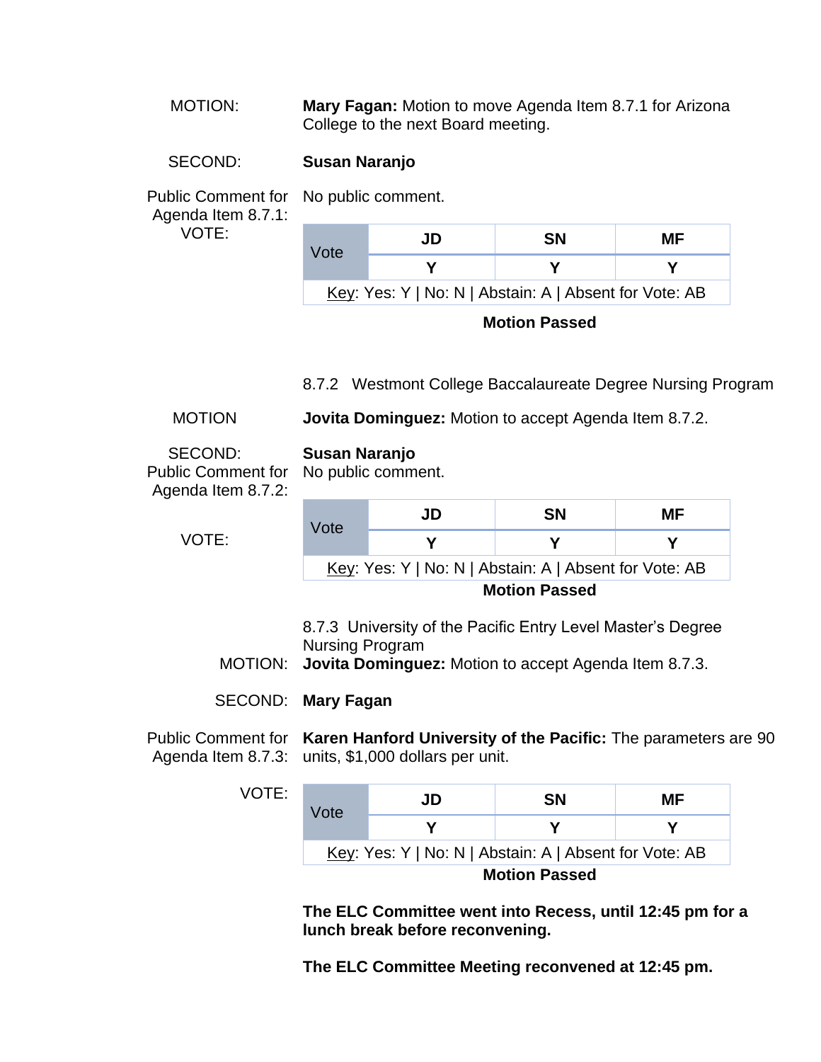MOTION: **Mary Fagan:** Motion to move Agenda Item 8.7.1 for Arizona College to the next Board meeting.

SECOND: **Susan Naranjo**

Public Comment for Agenda Item 8.7.1: No public comment.

VOTE:

| Vote | JD | SN | MF |
|---|---|---|---|
| | Y | Y | Y |
| Key: Yes: Y \| No: N \| Abstain: A \| Absent for Vote: AB | | | |

**Motion Passed**

8.7.2 Westmont College Baccalaureate Degree Nursing Program

MOTION: **Jovita Dominguez:** Motion to accept Agenda Item 8.7.2.

SECOND: **Susan Naranjo**

Public Comment for Agenda Item 8.7.2: No public comment.

VOTE:

| Vote | JD | SN | MF |
|---|---|---|---|
| | Y | Y | Y |
| Key: Yes: Y \| No: N \| Abstain: A \| Absent for Vote: AB | | | |

**Motion Passed**

8.7.3 University of the Pacific Entry Level Master's Degree Nursing Program

MOTION: **Jovita Dominguez:** Motion to accept Agenda Item 8.7.3.

SECOND: **Mary Fagan**

Public Comment for Agenda Item 8.7.3: **Karen Hanford University of the Pacific:** The parameters are 90 units, $1,000 dollars per unit.

VOTE:

| Vote | JD | SN | MF |
|---|---|---|---|
| | Y | Y | Y |
| Key: Yes: Y \| No: N \| Abstain: A \| Absent for Vote: AB | | | |

**Motion Passed**

**The ELC Committee went into Recess, until 12:45 pm for a lunch break before reconvening.**

**The ELC Committee Meeting reconvened at 12:45 pm.**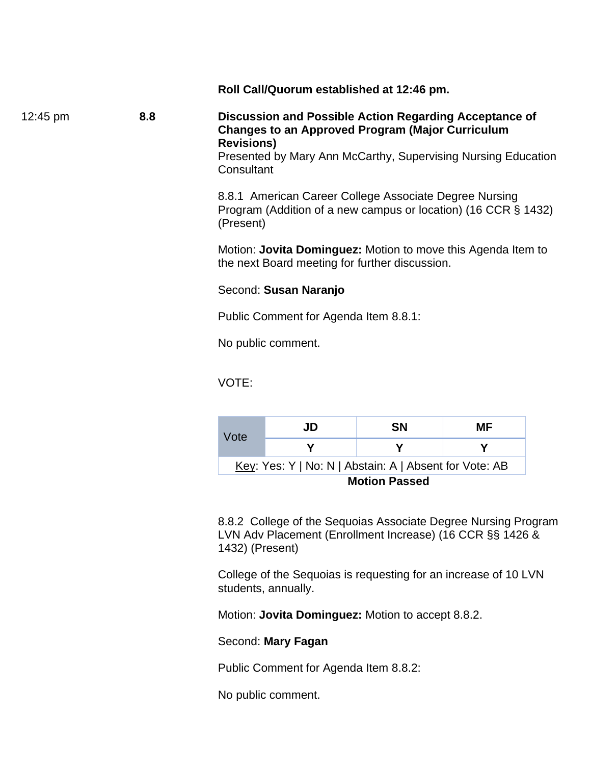**Roll Call/Quorum established at 12:46 pm.**

12:45 pm **8.8** **Discussion and Possible Action Regarding Acceptance of Changes to an Approved Program (Major Curriculum Revisions)**

Presented by Mary Ann McCarthy, Supervising Nursing Education Consultant

8.8.1 American Career College Associate Degree Nursing Program (Addition of a new campus or location) (16 CCR § 1432) (Present)

Motion: **Jovita Dominguez:** Motion to move this Agenda Item to the next Board meeting for further discussion.

Second: **Susan Naranjo**

Public Comment for Agenda Item 8.8.1:

No public comment.

VOTE:

| Vote | JD | SN | MF |
|---|---|---|---|
| | Y | Y | Y |
| Key: Yes: Y \| No: N \| Abstain: A \| Absent for Vote: AB | | | |

**Motion Passed**

8.8.2 College of the Sequoias Associate Degree Nursing Program LVN Adv Placement (Enrollment Increase) (16 CCR §§ 1426 & 1432) (Present)

College of the Sequoias is requesting for an increase of 10 LVN students, annually.

Motion: **Jovita Dominguez:** Motion to accept 8.8.2.

Second: **Mary Fagan**

Public Comment for Agenda Item 8.8.2:

No public comment.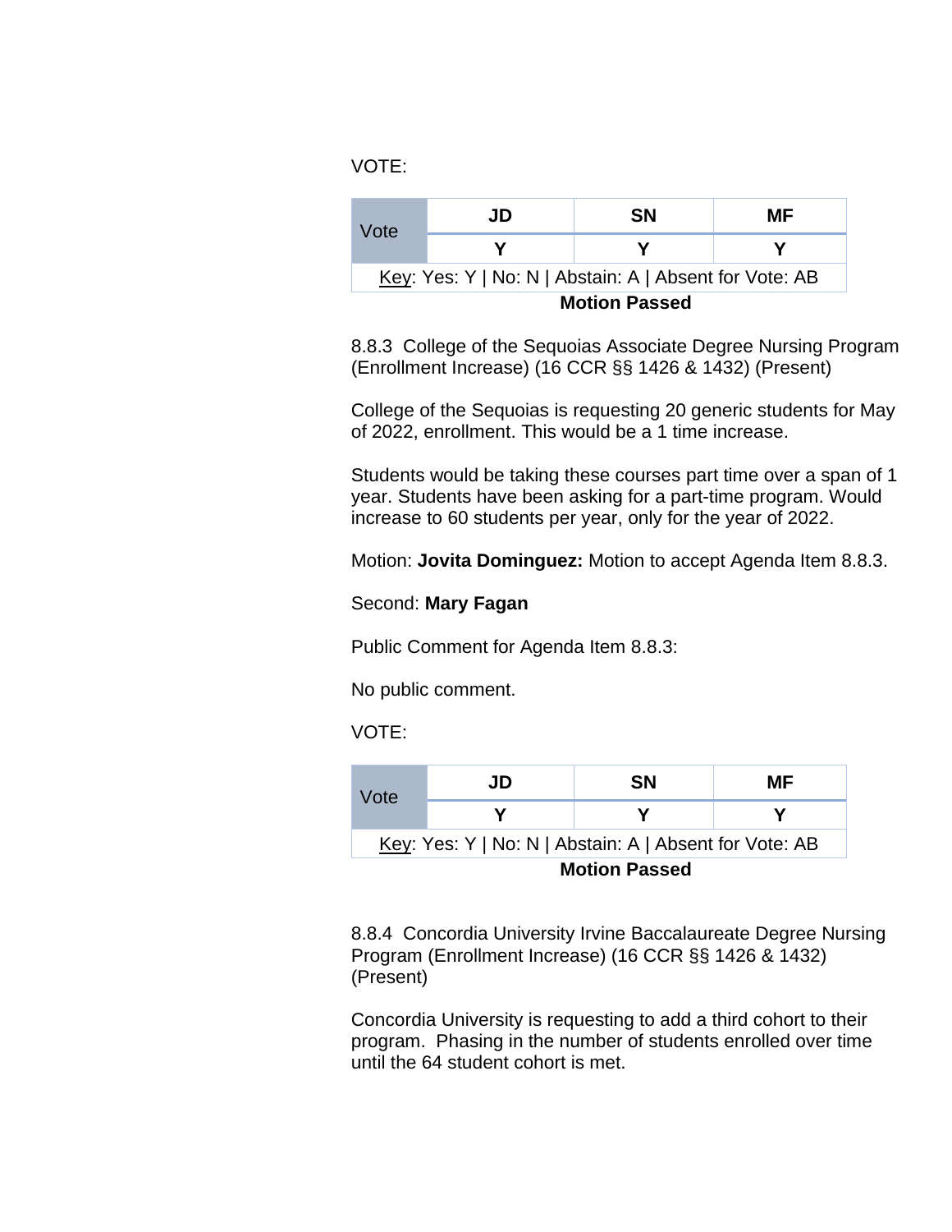VOTE:

| Vote | JD | SN | MF |
|---|---|---|---|
| | Y | Y | Y |
| Key: Yes: Y \| No: N \| Abstain: A \| Absent for Vote: AB | | | |

**Motion Passed**

8.8.3 College of the Sequoias Associate Degree Nursing Program (Enrollment Increase) (16 CCR §§ 1426 & 1432) (Present)

College of the Sequoias is requesting 20 generic students for May of 2022, enrollment. This would be a 1 time increase.

Students would be taking these courses part time over a span of 1 year. Students have been asking for a part-time program. Would increase to 60 students per year, only for the year of 2022.

Motion: **Jovita Dominguez:** Motion to accept Agenda Item 8.8.3.

Second: **Mary Fagan**

Public Comment for Agenda Item 8.8.3:

No public comment.

VOTE:

| Vote | JD | SN | MF |
|---|---|---|---|
| | Y | Y | Y |
| Key: Yes: Y \| No: N \| Abstain: A \| Absent for Vote: AB | | | |

**Motion Passed**

8.8.4 Concordia University Irvine Baccalaureate Degree Nursing Program (Enrollment Increase) (16 CCR §§ 1426 & 1432) (Present)

Concordia University is requesting to add a third cohort to their program. Phasing in the number of students enrolled over time until the 64 student cohort is met.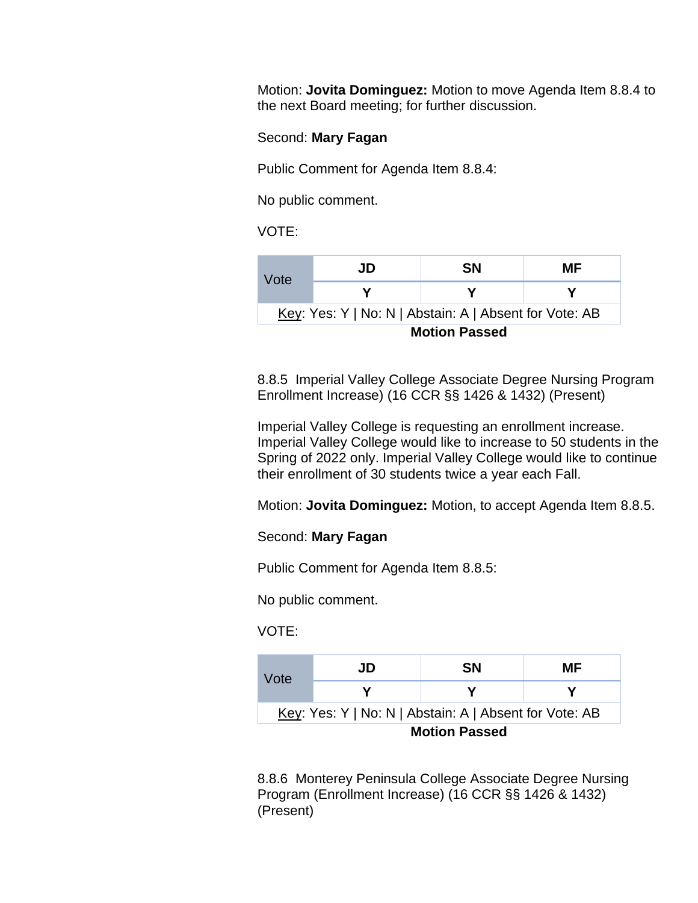Motion: **Jovita Dominguez:** Motion to move Agenda Item 8.8.4 to the next Board meeting; for further discussion.

Second: **Mary Fagan**

Public Comment for Agenda Item 8.8.4:

No public comment.

VOTE:

| Vote | JD | SN | MF |
|---|---|---|---|
| | **Y** | **Y** | **Y** |
| Key: Yes: Y \| No: N \| Abstain: A \| Absent for Vote: AB | | | |

**Motion Passed**

8.8.5 Imperial Valley College Associate Degree Nursing Program Enrollment Increase) (16 CCR §§ 1426 & 1432) (Present)

Imperial Valley College is requesting an enrollment increase. Imperial Valley College would like to increase to 50 students in the Spring of 2022 only. Imperial Valley College would like to continue their enrollment of 30 students twice a year each Fall.

Motion: **Jovita Dominguez:** Motion, to accept Agenda Item 8.8.5.

Second: **Mary Fagan**

Public Comment for Agenda Item 8.8.5:

No public comment.

VOTE:

| Vote | JD | SN | MF |
|---|---|---|---|
| | **Y** | **Y** | **Y** |
| Key: Yes: Y \| No: N \| Abstain: A \| Absent for Vote: AB | | | |

**Motion Passed**

8.8.6 Monterey Peninsula College Associate Degree Nursing Program (Enrollment Increase) (16 CCR §§ 1426 & 1432) (Present)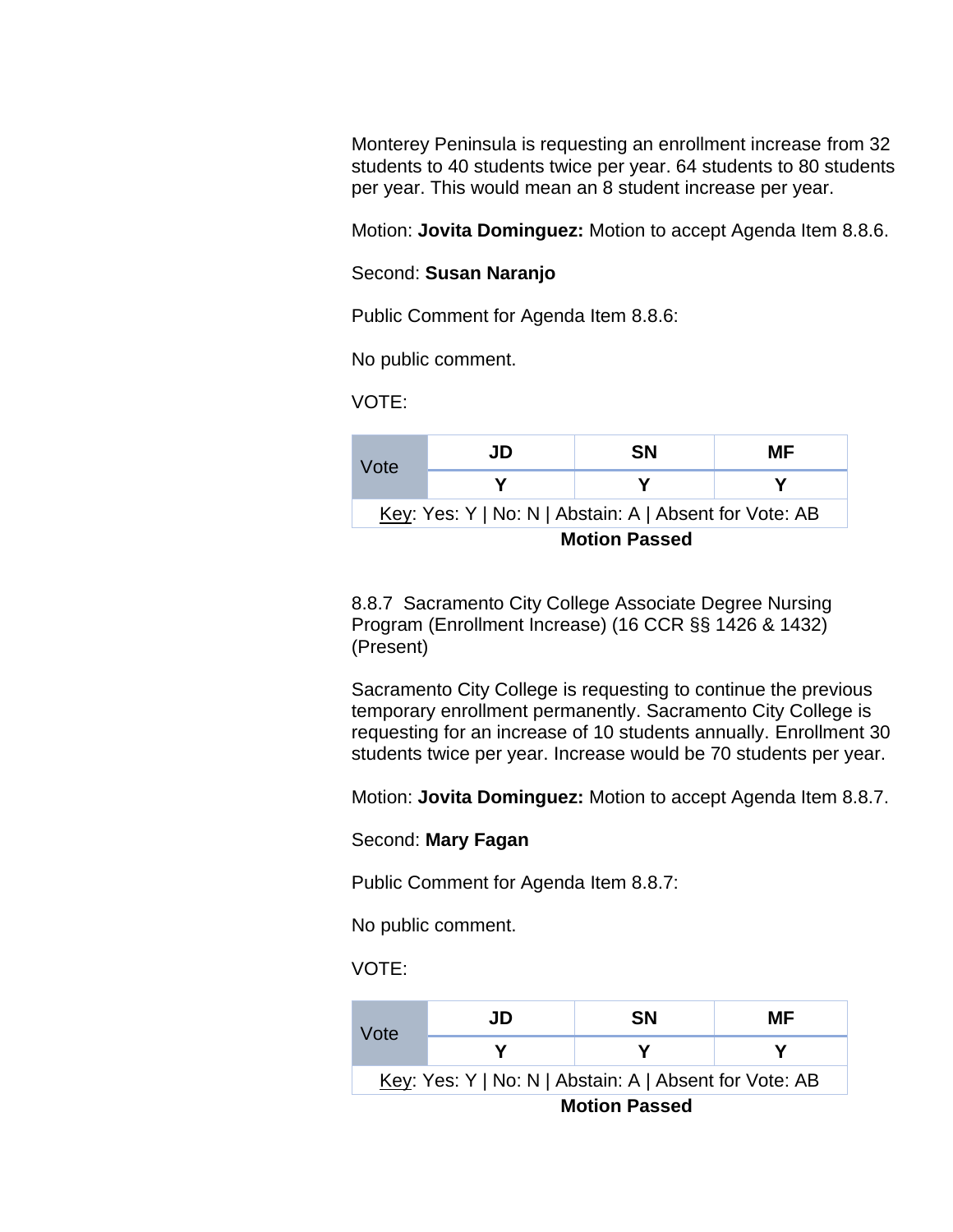Monterey Peninsula is requesting an enrollment increase from 32 students to 40 students twice per year. 64 students to 80 students per year. This would mean an 8 student increase per year.

Motion: **Jovita Dominguez:** Motion to accept Agenda Item 8.8.6.

Second: **Susan Naranjo**

Public Comment for Agenda Item 8.8.6:

No public comment.

VOTE:

| Vote | JD | SN | MF |
|---|---|---|---|
| | Y | Y | Y |
| Key: Yes: Y \| No: N \| Abstain: A \| Absent for Vote: AB | | | |

**Motion Passed**

8.8.7 Sacramento City College Associate Degree Nursing Program (Enrollment Increase) (16 CCR §§ 1426 & 1432) (Present)

Sacramento City College is requesting to continue the previous temporary enrollment permanently. Sacramento City College is requesting for an increase of 10 students annually. Enrollment 30 students twice per year. Increase would be 70 students per year.

Motion: **Jovita Dominguez:** Motion to accept Agenda Item 8.8.7.

Second: **Mary Fagan**

Public Comment for Agenda Item 8.8.7:

No public comment.

VOTE:

| Vote | JD | SN | MF |
|---|---|---|---|
| | Y | Y | Y |
| Key: Yes: Y \| No: N \| Abstain: A \| Absent for Vote: AB | | | |

**Motion Passed**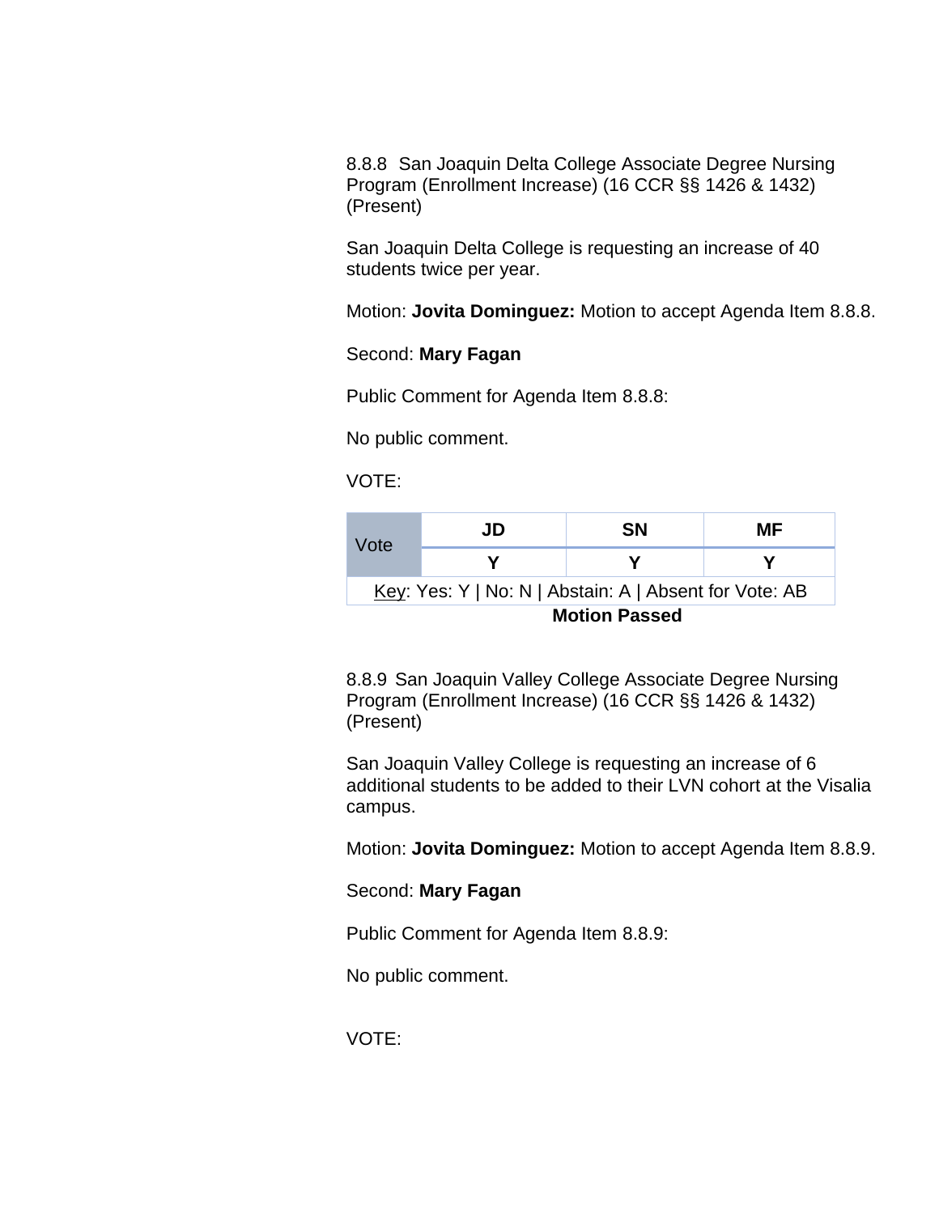8.8.8 San Joaquin Delta College Associate Degree Nursing Program (Enrollment Increase) (16 CCR §§ 1426 & 1432) (Present)

San Joaquin Delta College is requesting an increase of 40 students twice per year.

Motion: **Jovita Dominguez:** Motion to accept Agenda Item 8.8.8.

Second: **Mary Fagan**

Public Comment for Agenda Item 8.8.8:

No public comment.

VOTE:

| Vote | JD | SN | MF |
|---|---|---|---|
| | Y | Y | Y |

Key: Yes: Y | No: N | Abstain: A | Absent for Vote: AB

**Motion Passed**

8.8.9 San Joaquin Valley College Associate Degree Nursing Program (Enrollment Increase) (16 CCR §§ 1426 & 1432) (Present)

San Joaquin Valley College is requesting an increase of 6 additional students to be added to their LVN cohort at the Visalia campus.

Motion: **Jovita Dominguez:** Motion to accept Agenda Item 8.8.9.

Second: **Mary Fagan**

Public Comment for Agenda Item 8.8.9:

No public comment.

VOTE: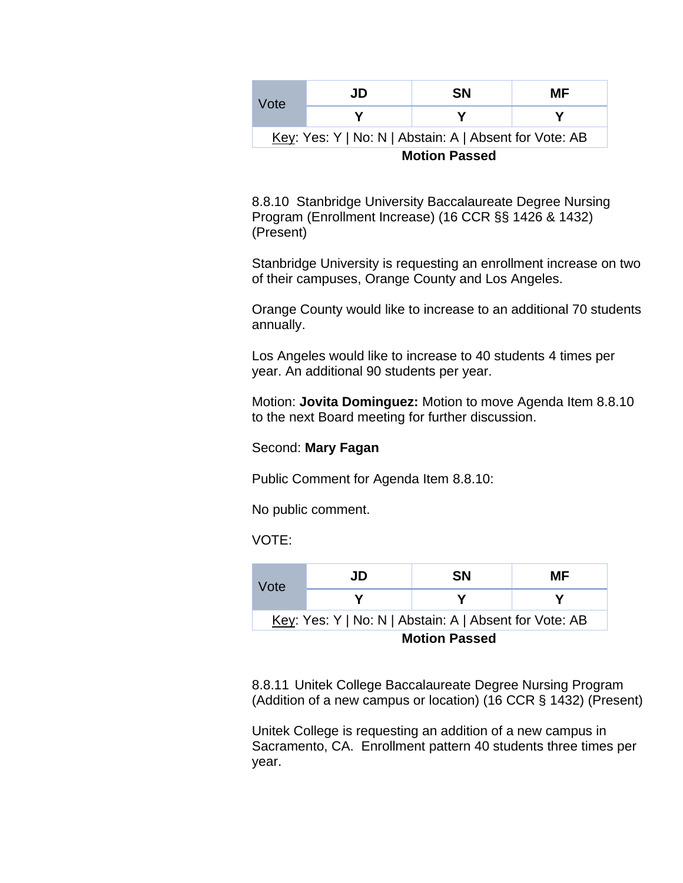| Vote | JD | SN | MF |
|---|---|---|---|
| | Y | Y | Y |
| Key: Yes: Y \| No: N \| Abstain: A \| Absent for Vote: AB | | | |

**Motion Passed**

8.8.10 Stanbridge University Baccalaureate Degree Nursing Program (Enrollment Increase) (16 CCR §§ 1426 & 1432) (Present)

Stanbridge University is requesting an enrollment increase on two of their campuses, Orange County and Los Angeles.

Orange County would like to increase to an additional 70 students annually.

Los Angeles would like to increase to 40 students 4 times per year. An additional 90 students per year.

Motion: **Jovita Dominguez:** Motion to move Agenda Item 8.8.10 to the next Board meeting for further discussion.

Second: **Mary Fagan**

Public Comment for Agenda Item 8.8.10:

No public comment.

VOTE:

| Vote | JD | SN | MF |
|---|---|---|---|
| | Y | Y | Y |
| Key: Yes: Y \| No: N \| Abstain: A \| Absent for Vote: AB | | | |

**Motion Passed**

8.8.11 Unitek College Baccalaureate Degree Nursing Program (Addition of a new campus or location) (16 CCR § 1432) (Present)

Unitek College is requesting an addition of a new campus in Sacramento, CA. Enrollment pattern 40 students three times per year.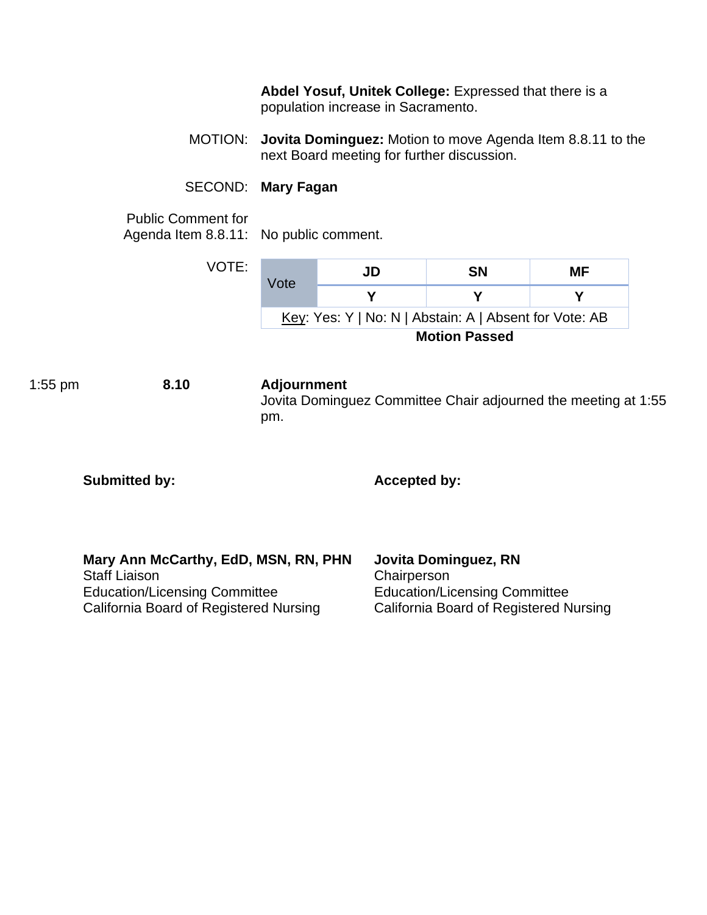**Abdel Yosuf, Unitek College:** Expressed that there is a population increase in Sacramento.

MOTION: **Jovita Dominguez:** Motion to move Agenda Item 8.8.11 to the next Board meeting for further discussion.

SECOND: **Mary Fagan**

Public Comment for Agenda Item 8.8.11: No public comment.

VOTE:

| Vote | JD | SN | MF |
|---|---|---|---|
| | Y | Y | Y |

Key: Yes: Y | No: N | Abstain: A | Absent for Vote: AB

**Motion Passed**

1:55 pm **8.10** **Adjournment**

Jovita Dominguez Committee Chair adjourned the meeting at 1:55 pm.

**Submitted by:**

**Mary Ann McCarthy, EdD, MSN, RN, PHN**
Staff Liaison
Education/Licensing Committee
California Board of Registered Nursing

**Accepted by:**

**Jovita Dominguez, RN**
Chairperson
Education/Licensing Committee
California Board of Registered Nursing